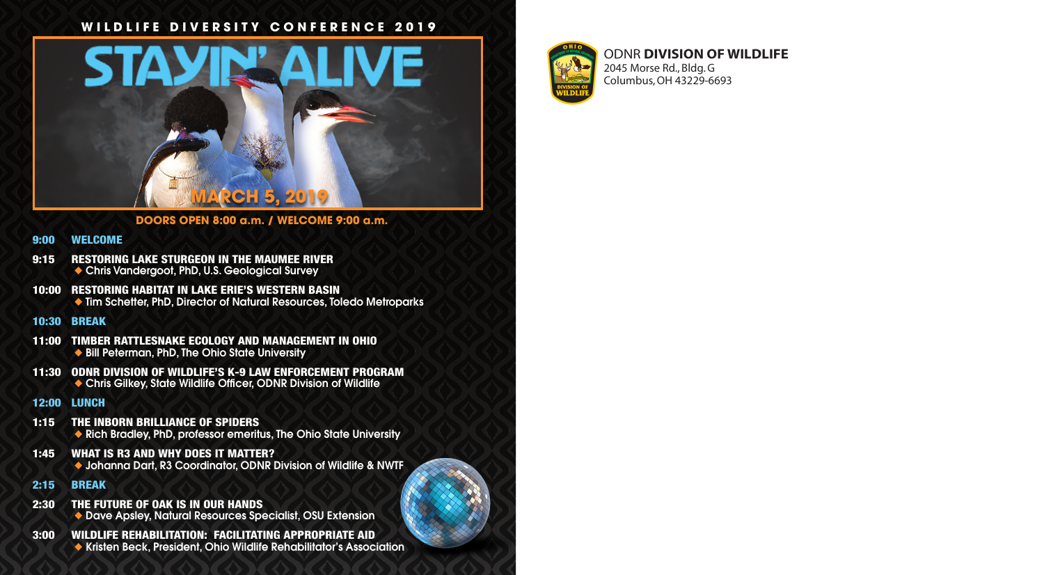# WILDLIFE DIVERSITY CONFERENCE 2019

## STAYIN' ALIVE

**MARCH 5, 2019**

**DOORS OPEN 8:00 a.m. / WELCOME 9:00 a.m.**

**9:00 WELCOME**

**9:15 RESTORING LAKE STURGEON IN THE MAUMEE RIVER**
◆ Chris Vandergoot, PhD, U.S. Geological Survey

**10:00 RESTORING HABITAT IN LAKE ERIE'S WESTERN BASIN**
◆ Tim Schetter, PhD, Director of Natural Resources, Toledo Metroparks

**10:30 BREAK**

**11:00 TIMBER RATTLESNAKE ECOLOGY AND MANAGEMENT IN OHIO**
◆ Bill Peterman, PhD, The Ohio State University

**11:30 ODNR DIVISION OF WILDLIFE'S K-9 LAW ENFORCEMENT PROGRAM**
◆ Chris Gilkey, State Wildlife Officer, ODNR Division of Wildlife

**12:00 LUNCH**

**1:15 THE INBORN BRILLIANCE OF SPIDERS**
◆ Rich Bradley, PhD, professor emeritus, The Ohio State University

**1:45 WHAT IS R3 AND WHY DOES IT MATTER?**
◆ Johanna Dart, R3 Coordinator, ODNR Division of Wildlife & NWTF

**2:15 BREAK**

**2:30 THE FUTURE OF OAK IS IN OUR HANDS**
◆ Dave Apsley, Natural Resources Specialist, OSU Extension

**3:00 WILDLIFE REHABILITATION: FACILITATING APPROPRIATE AID**
◆ Kristen Beck, President, Ohio Wildlife Rehabilitator's Association

ODNR **DIVISION OF WILDLIFE**
2045 Morse Rd., Bldg. G
Columbus, OH 43229-6693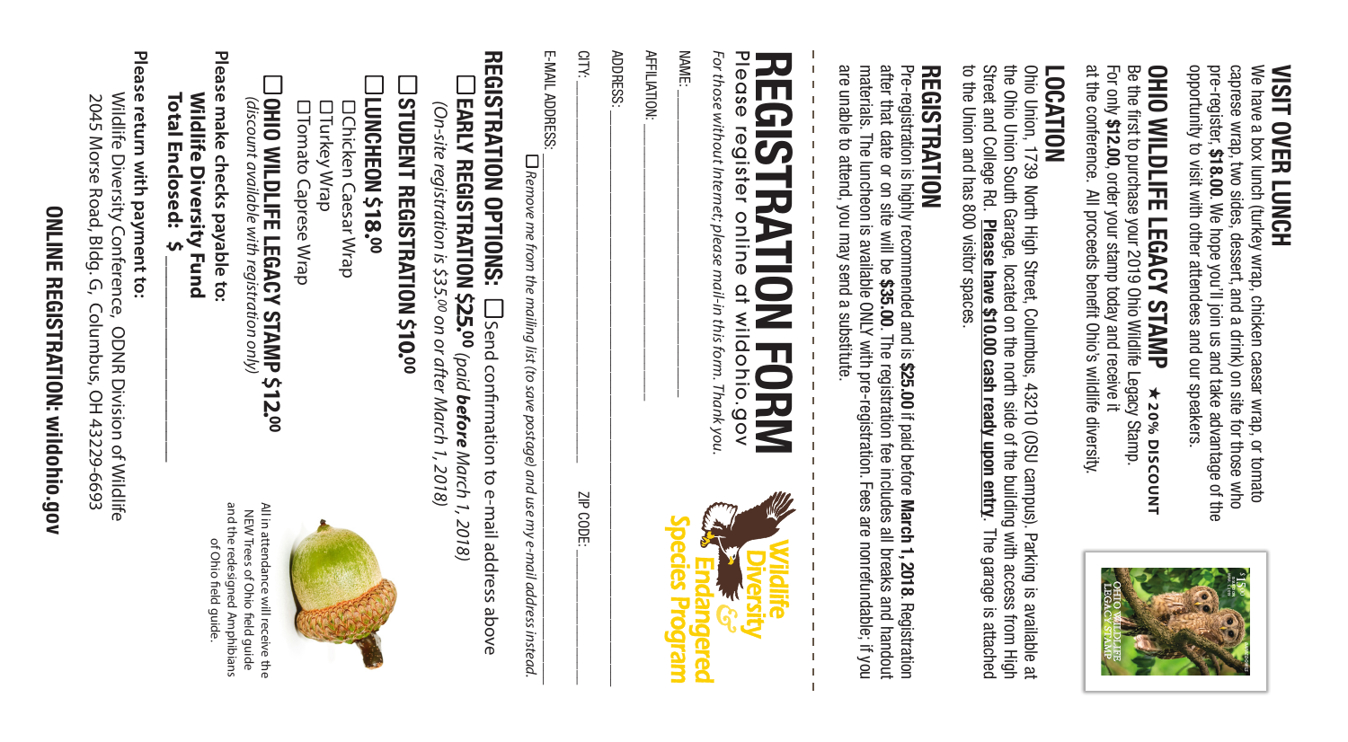## VISIT OVER LUNCH

We have a box lunch (turkey wrap, chicken caesar wrap, or tomato caprese wrap, two sides, dessert, and a drink) on site for those who pre-register, **$18.00**. We hope you'll join us and take advantage of the opportunity to visit with other attendees and our speakers.

## OHIO WILDLIFE LEGACY STAMP ★20% DISCOUNT

Be the first to purchase your 2019 Ohio Wildlife Legacy Stamp. For only **$12.00**, order your stamp today and receive it at the conference. All proceeds benefit Ohio's wildlife diversity.

## LOCATION

Ohio Union, 1739 North High Street, Columbus, 43210 (OSU campus). Parking is available at the Ohio Union South Garage, located on the north side of the building with access from High Street and College Rd. **Please have $10.00 cash ready upon entry**. The garage is attached to the Union and has 800 visitor spaces.

## REGISTRATION

Pre-registration is highly recommended and is **$25.00** if paid before **March 1, 2018**. Registration after that date or on site will be **$35.00**. The registration fee includes all breaks and handout materials. The luncheon is available ONLY with pre-registration. Fees are nonrefundable; if you are unable to attend, you may send a substitute.

# REGISTRATION FORM

Please register online at wildohio.gov

*For those without Internet, please mail-in this form. Thank you.*

Wildlife Diversity & Endangered Species Program

NAME: ____________________

AFFILIATION: ____________________

ADDRESS: ____________________

CITY: ____________________ ZIP CODE: ____________________

E-MAIL ADDRESS: ____________________

☐ *Remove me from the mailing list (to save postage) and use my e-mail address instead.*

**REGISTRATION OPTIONS:** ☐ Send confirmation to e-mail address above

☐ **EARLY REGISTRATION $25.00** *(paid **before** March 1, 2018)*

*(On-site registration is $35.00 on or after March 1, 2018)*

☐ **STUDENT REGISTRATION $10.00**

☐ **LUNCHEON $18.00**

☐ Chicken Caesar Wrap

☐ Turkey Wrap

☐ Tomato Caprese Wrap

☐ **OHIO WILDLIFE LEGACY STAMP $12.00**

*(discount available with registration only)*

All in attendance will receive the NEW Trees of Ohio field guide and the redesigned Amphibians of Ohio field guide.

**Please make checks payable to:**

**Wildlife Diversity Fund**

**Total Enclosed: $** ____________

**Please return with payment to:**

Wildlife Diversity Conference, ODNR Division of Wildlife
2045 Morse Road, Bldg. G, Columbus, OH 43229-6693

**ONLINE REGISTRATION: wildohio.gov**